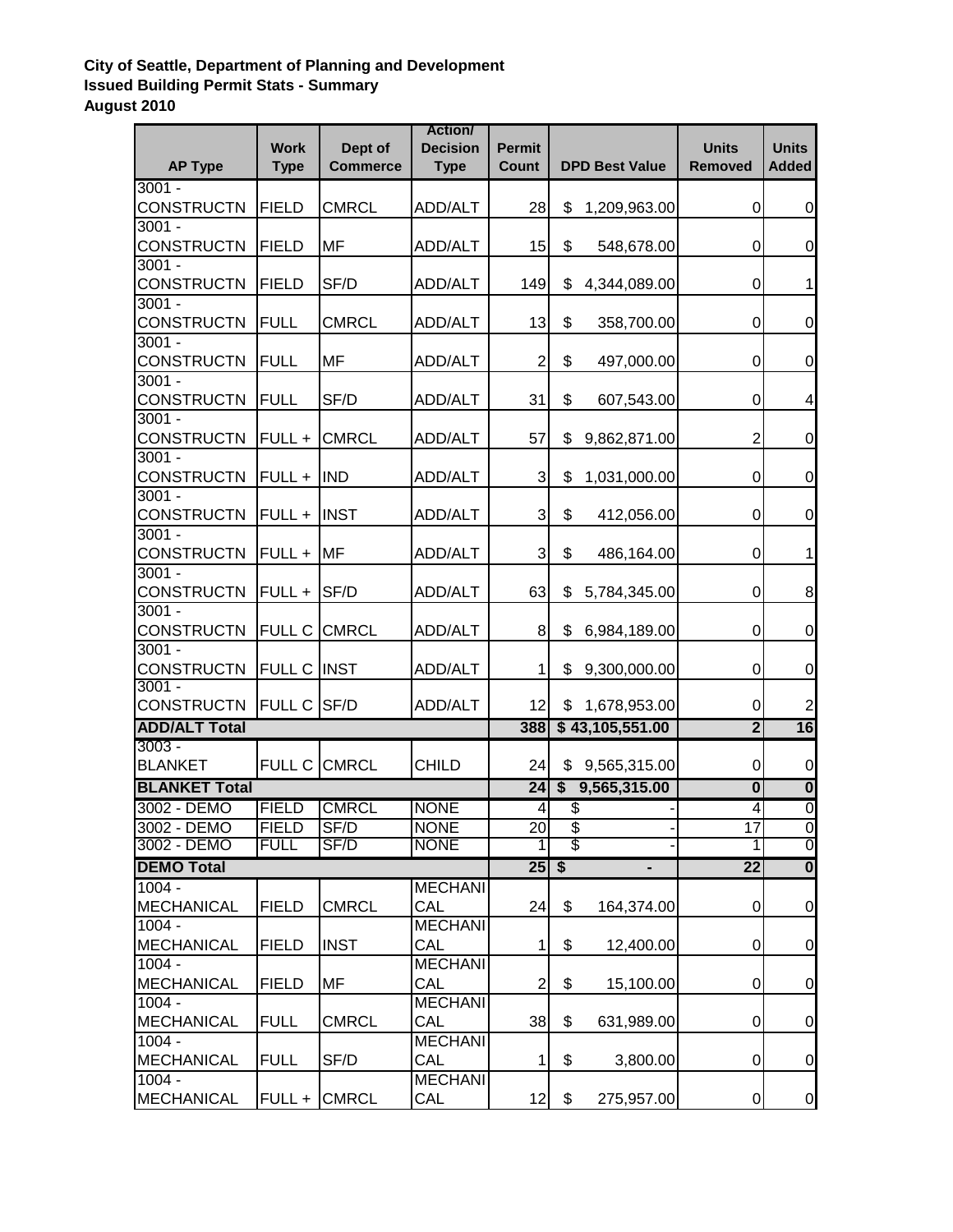**City of Seattle, Department of Planning and Development**
**Issued Building Permit Stats - Summary**
**August 2010**

| AP Type | Work Type | Dept of Commerce | Action/ Decision Type | Permit Count | DPD Best Value | Units Removed | Units Added |
|---|---|---|---|---|---|---|---|
| 3001 - CONSTRUCTN | FIELD | CMRCL | ADD/ALT | 28 | $ 1,209,963.00 | 0 | 0 |
| 3001 - CONSTRUCTN | FIELD | MF | ADD/ALT | 15 | $ 548,678.00 | 0 | 0 |
| 3001 - CONSTRUCTN | FIELD | SF/D | ADD/ALT | 149 | $ 4,344,089.00 | 0 | 1 |
| 3001 - CONSTRUCTN | FULL | CMRCL | ADD/ALT | 13 | $ 358,700.00 | 0 | 0 |
| 3001 - CONSTRUCTN | FULL | MF | ADD/ALT | 2 | $ 497,000.00 | 0 | 0 |
| 3001 - CONSTRUCTN | FULL | SF/D | ADD/ALT | 31 | $ 607,543.00 | 0 | 4 |
| 3001 - CONSTRUCTN | FULL + | CMRCL | ADD/ALT | 57 | $ 9,862,871.00 | 2 | 0 |
| 3001 - CONSTRUCTN | FULL + | IND | ADD/ALT | 3 | $ 1,031,000.00 | 0 | 0 |
| 3001 - CONSTRUCTN | FULL + | INST | ADD/ALT | 3 | $ 412,056.00 | 0 | 0 |
| 3001 - CONSTRUCTN | FULL + | MF | ADD/ALT | 3 | $ 486,164.00 | 0 | 1 |
| 3001 - CONSTRUCTN | FULL + | SF/D | ADD/ALT | 63 | $ 5,784,345.00 | 0 | 8 |
| 3001 - CONSTRUCTN | FULL C | CMRCL | ADD/ALT | 8 | $ 6,984,189.00 | 0 | 0 |
| 3001 - CONSTRUCTN | FULL C | INST | ADD/ALT | 1 | $ 9,300,000.00 | 0 | 0 |
| 3001 - CONSTRUCTN | FULL C | SF/D | ADD/ALT | 12 | $ 1,678,953.00 | 0 | 2 |
| **ADD/ALT Total** | | | | **388** | **$ 43,105,551.00** | **2** | **16** |
| 3003 - BLANKET | FULL C | CMRCL | CHILD | 24 | $ 9,565,315.00 | 0 | 0 |
| **BLANKET Total** | | | | **24** | **$ 9,565,315.00** | **0** | **0** |
| 3002 - DEMO | FIELD | CMRCL | NONE | 4 | $ - | 4 | 0 |
| 3002 - DEMO | FIELD | SF/D | NONE | 20 | $ - | 17 | 0 |
| 3002 - DEMO | FULL | SF/D | NONE | 1 | $ - | 1 | 0 |
| **DEMO Total** | | | | **25** | **$ -** | **22** | **0** |
| 1004 - MECHANICAL | FIELD | CMRCL | MECHANICAL | 24 | $ 164,374.00 | 0 | 0 |
| 1004 - MECHANICAL | FIELD | INST | MECHANICAL | 1 | $ 12,400.00 | 0 | 0 |
| 1004 - MECHANICAL | FIELD | MF | MECHANICAL | 2 | $ 15,100.00 | 0 | 0 |
| 1004 - MECHANICAL | FULL | CMRCL | MECHANICAL | 38 | $ 631,989.00 | 0 | 0 |
| 1004 - MECHANICAL | FULL | SF/D | MECHANICAL | 1 | $ 3,800.00 | 0 | 0 |
| 1004 - MECHANICAL | FULL + | CMRCL | MECHANICAL | 12 | $ 275,957.00 | 0 | 0 |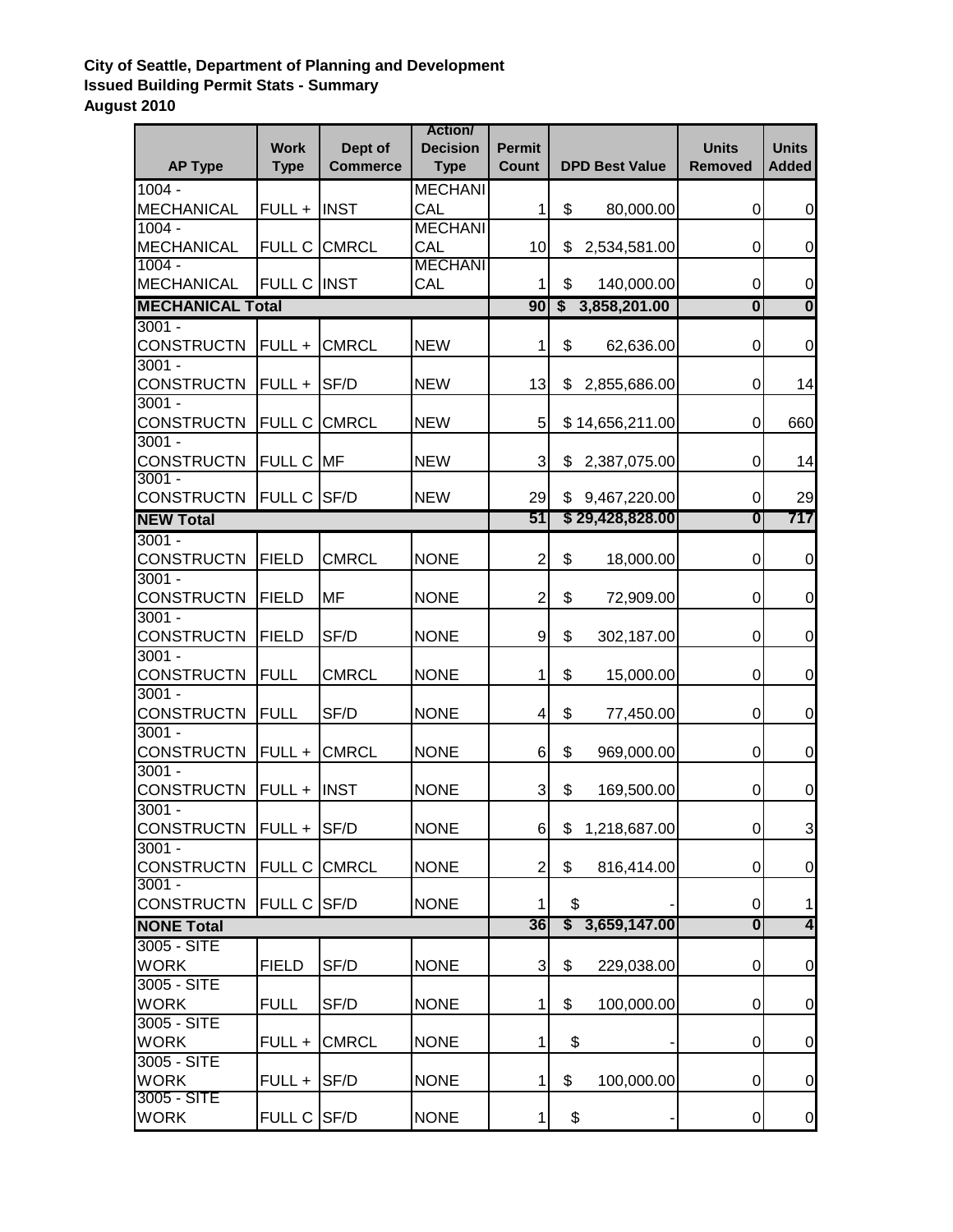**City of Seattle, Department of Planning and Development**
**Issued Building Permit Stats - Summary**
**August 2010**

| AP Type | Work Type | Dept of Commerce | Action/ Decision Type | Permit Count | DPD Best Value | Units Removed | Units Added |
|---|---|---|---|---|---|---|---|
| 1004 - MECHANICAL | FULL + | INST | MECHANICAL | 1 | $ 80,000.00 | 0 | 0 |
| 1004 - MECHANICAL | FULL C | CMRCL | MECHANICAL | 10 | $ 2,534,581.00 | 0 | 0 |
| 1004 - MECHANICAL | FULL C | INST | MECHANICAL | 1 | $ 140,000.00 | 0 | 0 |
| **MECHANICAL Total** | | | | **90** | **$ 3,858,201.00** | **0** | **0** |
| 3001 - CONSTRUCTN | FULL + | CMRCL | NEW | 1 | $ 62,636.00 | 0 | 0 |
| 3001 - CONSTRUCTN | FULL + | SF/D | NEW | 13 | $ 2,855,686.00 | 0 | 14 |
| 3001 - CONSTRUCTN | FULL C | CMRCL | NEW | 5 | $ 14,656,211.00 | 0 | 660 |
| 3001 - CONSTRUCTN | FULL C | MF | NEW | 3 | $ 2,387,075.00 | 0 | 14 |
| 3001 - CONSTRUCTN | FULL C | SF/D | NEW | 29 | $ 9,467,220.00 | 0 | 29 |
| **NEW Total** | | | | **51** | **$ 29,428,828.00** | **0** | **717** |
| 3001 - CONSTRUCTN | FIELD | CMRCL | NONE | 2 | $ 18,000.00 | 0 | 0 |
| 3001 - CONSTRUCTN | FIELD | MF | NONE | 2 | $ 72,909.00 | 0 | 0 |
| 3001 - CONSTRUCTN | FIELD | SF/D | NONE | 9 | $ 302,187.00 | 0 | 0 |
| 3001 - CONSTRUCTN | FULL | CMRCL | NONE | 1 | $ 15,000.00 | 0 | 0 |
| 3001 - CONSTRUCTN | FULL | SF/D | NONE | 4 | $ 77,450.00 | 0 | 0 |
| 3001 - CONSTRUCTN | FULL + | CMRCL | NONE | 6 | $ 969,000.00 | 0 | 0 |
| 3001 - CONSTRUCTN | FULL + | INST | NONE | 3 | $ 169,500.00 | 0 | 0 |
| 3001 - CONSTRUCTN | FULL + | SF/D | NONE | 6 | $ 1,218,687.00 | 0 | 3 |
| 3001 - CONSTRUCTN | FULL C | CMRCL | NONE | 2 | $ 816,414.00 | 0 | 0 |
| 3001 - CONSTRUCTN | FULL C | SF/D | NONE | 1 | $ - | 0 | 1 |
| **NONE Total** | | | | **36** | **$ 3,659,147.00** | **0** | **4** |
| 3005 - SITE WORK | FIELD | SF/D | NONE | 3 | $ 229,038.00 | 0 | 0 |
| 3005 - SITE WORK | FULL | SF/D | NONE | 1 | $ 100,000.00 | 0 | 0 |
| 3005 - SITE WORK | FULL + | CMRCL | NONE | 1 | $ - | 0 | 0 |
| 3005 - SITE WORK | FULL + | SF/D | NONE | 1 | $ 100,000.00 | 0 | 0 |
| 3005 - SITE WORK | FULL C | SF/D | NONE | 1 | $ - | 0 | 0 |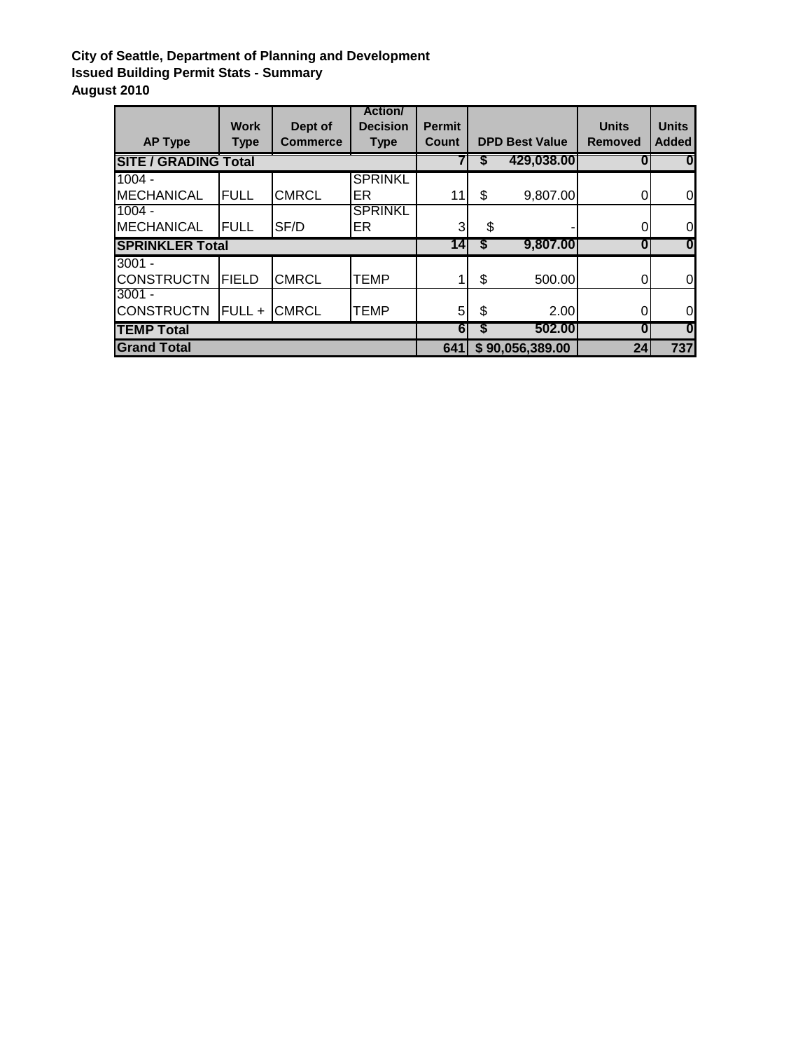**City of Seattle, Department of Planning and Development**
**Issued Building Permit Stats - Summary**
**August 2010**

| AP Type | Work Type | Dept of Commerce | Action/ Decision Type | Permit Count | DPD Best Value | Units Removed | Units Added |
|---|---|---|---|---|---|---|---|
| **SITE / GRADING Total** | | | | **7** | **$ 429,038.00** | **0** | **0** |
| 1004 - MECHANICAL | FULL | CMRCL | SPRINKLER | 11 | $ 9,807.00 | 0 | 0 |
| 1004 - MECHANICAL | FULL | SF/D | SPRINKLER | 3 | $ - | 0 | 0 |
| **SPRINKLER Total** | | | | **14** | **$ 9,807.00** | **0** | **0** |
| 3001 - CONSTRUCTN | FIELD | CMRCL | TEMP | 1 | $ 500.00 | 0 | 0 |
| 3001 - CONSTRUCTN | FULL + | CMRCL | TEMP | 5 | $ 2.00 | 0 | 0 |
| **TEMP Total** | | | | **6** | **$ 502.00** | **0** | **0** |
| **Grand Total** | | | | **641** | **$ 90,056,389.00** | **24** | **737** |